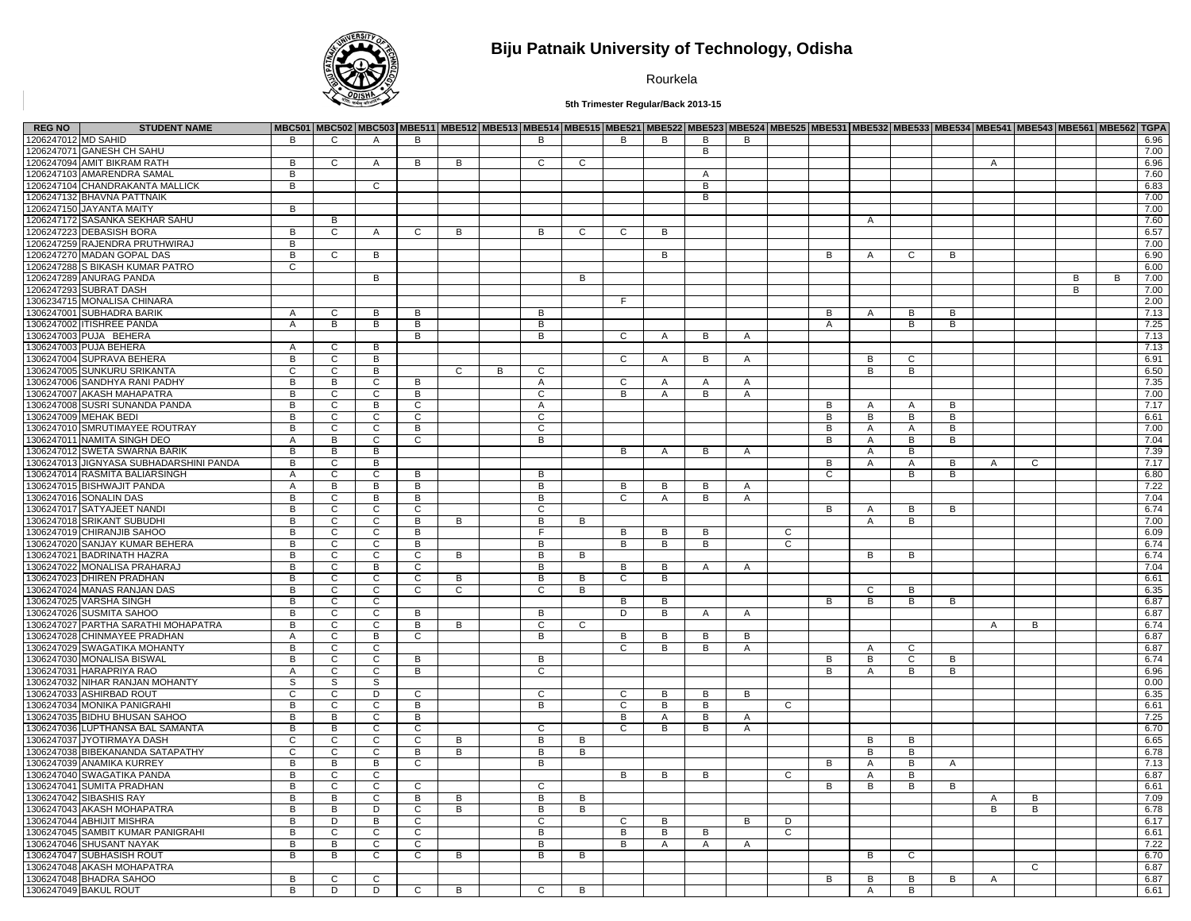# Biju Patnaik University of Technology, Odisha

Rourkela

**5th Trimester Regular/Back 2013-15**

| REG NO | STUDENT NAME | MBC501 | MBC502 | MBC503 | MBE511 | MBE512 | MBE513 | MBE514 | MBE515 | MBE521 | MBE522 | MBE523 | MBE524 | MBE525 | MBE531 | MBE532 | MBE533 | MBE534 | MBE541 | MBE543 | MBE561 | MBE562 | TGPA |
|---|---|---|---|---|---|---|---|---|---|---|---|---|---|---|---|---|---|---|---|---|---|---|---|
| 1206247012 | MD SAHID | B | C | A | B | | | B | | B | B | B | B | | | | | | | | | | 6.96 |
| 1206247071 | GANESH CH SAHU | | | | | | | | | | | B | | | | | | | | | | | 7.00 |
| 1206247094 | AMIT BIKRAM RATH | B | C | A | B | B | | C | C | | | | | | | | | | A | | | | 6.96 |
| 1206247103 | AMARENDRA SAMAL | B | | | | | | | | | | A | | | | | | | | | | | 7.60 |
| 1206247104 | CHANDRAKANTA MALLICK | B | | C | | | | | | | | B | | | | | | | | | | | 6.83 |
| 1206247132 | BHAVNA PATTNAIK | | | | | | | | | | | B | | | | | | | | | | | 7.00 |
| 1206247150 | JAYANTA MAITY | B | | | | | | | | | | | | | | | | | | | | | 7.00 |
| 1206247172 | SASANKA SEKHAR SAHU | | B | | | | | | | | | | | | | A | | | | | | | 7.60 |
| 1206247223 | DEBASISH BORA | B | C | A | C | B | | B | C | C | B | | | | | | | | | | | | 6.57 |
| 1206247259 | RAJENDRA PRUTHWIRAJ | B | | | | | | | | | | | | | | | | | | | | | 7.00 |
| 1206247270 | MADAN GOPAL DAS | B | C | B | | | | | | | B | | | | B | A | C | B | | | | | 6.90 |
| 1206247288 | S BIKASH KUMAR PATRO | C | | | | | | | | | | | | | | | | | | | | | 6.00 |
| 1206247289 | ANURAG PANDA | | | B | | | | | B | | | | | | | | | | | | B | B | 7.00 |
| 1206247293 | SUBRAT DASH | | | | | | | | | | | | | | | | | | | | B | | 7.00 |
| 1306234715 | MONALISA CHINARA | | | | | | | | | F | | | | | | | | | | | | | 2.00 |
| 1306247001 | SUBHADRA BARIK | A | C | B | B | | | B | | | | | | | B | A | B | B | | | | | 7.13 |
| 1306247002 | ITISHREE PANDA | A | B | B | B | | | B | | | | | | | A | | B | B | | | | | 7.25 |
| 1306247003 | PUJA BEHERA | | | | B | | | B | | C | A | B | A | | | | | | | | | | 7.13 |
| 1306247003 | PUJA BEHERA | A | C | B | | | | | | | | | | | | | | | | | | | 7.13 |
| 1306247004 | SUPRAVA BEHERA | B | C | B | | | | | | C | A | B | A | | | B | C | | | | | | 6.91 |
| 1306247005 | SUNKURU SRIKANTA | C | C | B | | C | B | C | | | | | | | | B | B | | | | | | 6.50 |
| 1306247006 | SANDHYA RANI PADHY | B | B | C | B | | | A | | C | A | A | A | | | | | | | | | | 7.35 |
| 1306247007 | AKASH MAHAPATRA | B | C | C | B | | | C | | B | A | B | A | | | | | | | | | | 7.00 |
| 1306247008 | SUSRI SUNANDA PANDA | B | C | B | C | | | A | | | | | | | B | A | A | B | | | | | 7.17 |
| 1306247009 | MEHAK BEDI | B | C | C | C | | | C | | | | | | | B | B | B | B | | | | | 6.61 |
| 1306247010 | SMRUTIMAYEE ROUTRAY | B | C | C | B | | | C | | | | | | | B | A | A | B | | | | | 7.00 |
| 1306247011 | NAMITA SINGH DEO | A | B | C | C | | | B | | | | | | | B | A | B | B | | | | | 7.04 |
| 1306247012 | SWETA SWARNA BARIK | B | B | B | | | | | | B | A | B | A | | | A | B | | | | | | 7.39 |
| 1306247013 | JIGNYASA SUBHADARSHINI PANDA | B | C | B | | | | | | | | | | | B | A | A | B | A | C | | | 7.17 |
| 1306247014 | RASMITA BALIARSINGH | A | C | C | B | | | B | | | | | | | C | | B | B | | | | | 6.80 |
| 1306247015 | BISHWAJIT PANDA | A | B | B | B | | | B | | B | B | B | A | | | | | | | | | | 7.22 |
| 1306247016 | SONALIN DAS | B | C | B | B | | | B | | C | A | B | A | | | | | | | | | | 7.04 |
| 1306247017 | SATYAJEET NANDI | B | C | C | C | | | C | | | | | | | B | A | B | B | | | | | 6.74 |
| 1306247018 | SRIKANT SUBUDHI | B | C | C | B | B | | B | B | | | | | | | A | B | | | | | | 7.00 |
| 1306247019 | CHIRANJIB SAHOO | B | C | C | B | | | F | | B | B | B | | C | | | | | | | | | 6.09 |
| 1306247020 | SANJAY KUMAR BEHERA | B | C | C | B | | | B | | B | B | B | | C | | | | | | | | | 6.74 |
| 1306247021 | BADRINATH HAZRA | B | C | C | C | B | | B | B | | | | | | | B | B | | | | | | 6.74 |
| 1306247022 | MONALISA PRAHARAJ | B | C | B | C | | | B | | B | B | A | A | | | | | | | | | | 7.04 |
| 1306247023 | DHIREN PRADHAN | B | C | C | C | B | | B | B | C | B | | | | | | | | | | | | 6.61 |
| 1306247024 | MANAS RANJAN DAS | B | C | C | C | C | | C | B | | | | | | | C | B | | | | | | 6.35 |
| 1306247025 | VARSHA SINGH | B | C | C | | | | | | B | B | | | | B | B | B | B | | | | | 6.87 |
| 1306247026 | SUSMITA SAHOO | B | C | C | B | | | B | | D | B | A | A | | | | | | | | | | 6.87 |
| 1306247027 | PARTHA SARATHI MOHAPATRA | B | C | C | B | B | | C | C | | | | | | | | | | A | B | | | 6.74 |
| 1306247028 | CHINMAYEE PRADHAN | A | C | B | C | | | B | | B | B | B | B | | | | | | | | | | 6.87 |
| 1306247029 | SWAGATIKA MOHANTY | B | C | C | | | | | | C | B | B | A | | | A | C | | | | | | 6.87 |
| 1306247030 | MONALISA BISWAL | B | C | C | B | | | B | | | | | | | B | B | C | B | | | | | 6.74 |
| 1306247031 | HARAPRIYA RAO | A | C | C | B | | | C | | | | | | | B | A | B | B | | | | | 6.96 |
| 1306247032 | NIHAR RANJAN MOHANTY | S | S | S | | | | | | | | | | | | | | | | | | | 0.00 |
| 1306247033 | ASHIRBAD ROUT | C | C | D | C | | | C | | C | B | B | B | | | | | | | | | | 6.35 |
| 1306247034 | MONIKA PANIGRAHI | B | C | C | B | | | B | | C | B | B | | C | | | | | | | | | 6.61 |
| 1306247035 | BIDHU BHUSAN SAHOO | B | B | C | B | | | | | B | A | B | A | | | | | | | | | | 7.25 |
| 1306247036 | LUPTHANSA BAL SAMANTA | B | B | C | C | | | C | | C | B | B | A | | | | | | | | | | 6.70 |
| 1306247037 | JYOTIRMAYA DASH | C | C | C | C | B | | B | B | | | | | | | B | B | | | | | | 6.65 |
| 1306247038 | BIBEKANANDA SATAPATHY | C | C | C | B | B | | B | B | | | | | | | B | B | | | | | | 6.78 |
| 1306247039 | ANAMIKA KURREY | B | B | B | C | | | B | | | | | | | B | A | B | A | | | | | 7.13 |
| 1306247040 | SWAGATIKA PANDA | B | C | C | | | | | | B | B | B | | C | | A | B | | | | | | 6.87 |
| 1306247041 | SUMITA PRADHAN | B | C | C | C | | | C | | | | | | | B | B | B | B | | | | | 6.61 |
| 1306247042 | SIBASHIS RAY | B | B | C | B | B | | B | B | | | | | | | | | | A | B | | | 7.09 |
| 1306247043 | AKASH MOHAPATRA | B | B | D | C | B | | B | B | | | | | | | | | | B | B | | | 6.78 |
| 1306247044 | ABHIJIT MISHRA | B | D | B | C | | | C | | C | B | | B | D | | | | | | | | | 6.17 |
| 1306247045 | SAMBIT KUMAR PANIGRAHI | B | C | C | C | | | B | | B | B | B | | C | | | | | | | | | 6.61 |
| 1306247046 | SHUSANT NAYAK | B | B | C | C | | | B | | B | A | A | A | | | | | | | | | | 7.22 |
| 1306247047 | SUBHASISH ROUT | B | B | C | C | B | | B | B | | | | | | | B | C | | | | | | 6.70 |
| 1306247048 | AKASH MOHAPATRA | | | | | | | | | | | | | | | | | | | C | | | 6.87 |
| 1306247048 | BHADRA SAHOO | B | C | C | | | | | | | | | | | B | B | B | B | A | | | | 6.87 |
| 1306247049 | BAKUL ROUT | B | D | D | C | B | | C | B | | | | | | | A | B | | | | | | 6.61 |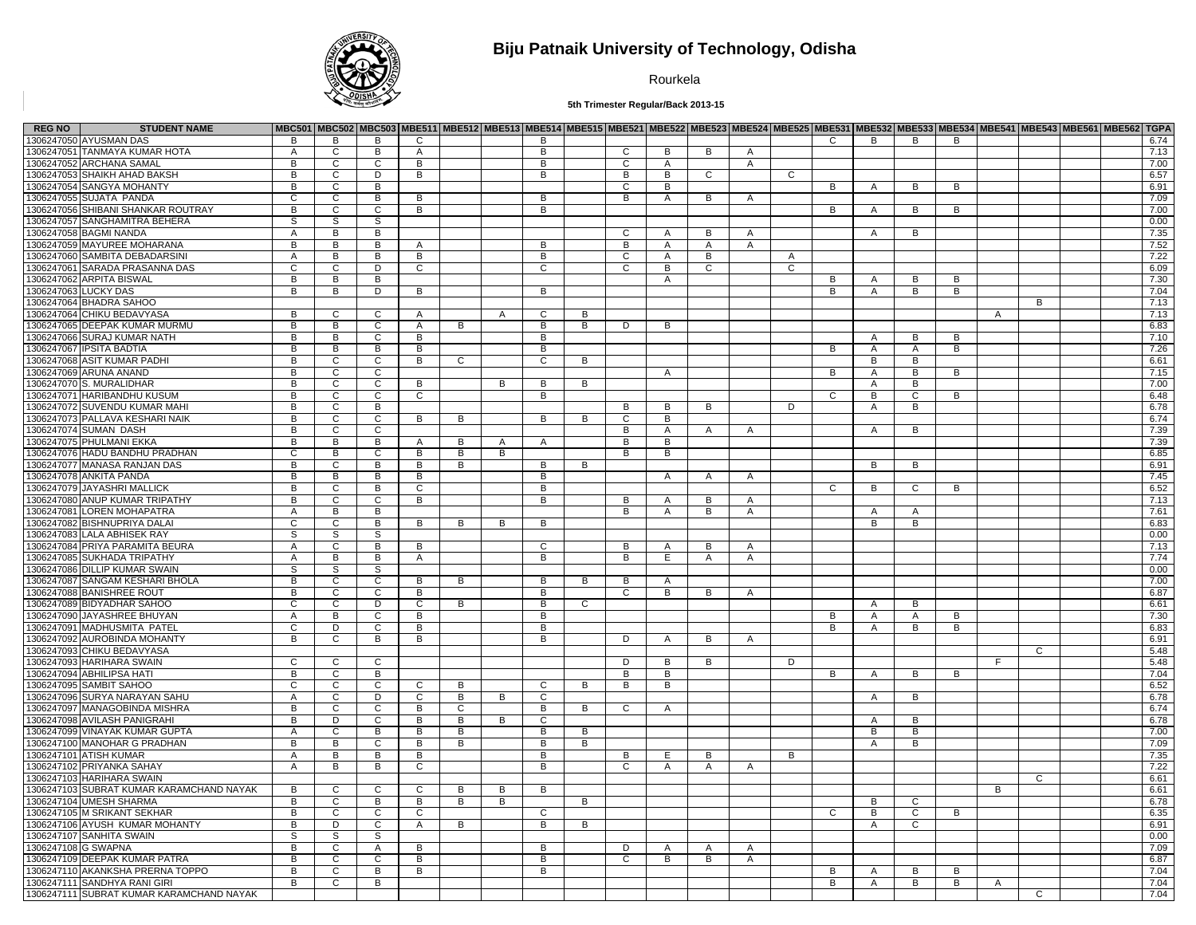# Biju Patnaik University of Technology, Odisha

Rourkela

**5th Trimester Regular/Back 2013-15**

| REG NO | STUDENT NAME | MBC501 | MBC502 | MBC503 | MBE511 | MBE512 | MBE513 | MBE514 | MBE515 | MBE521 | MBE522 | MBE523 | MBE524 | MBE525 | MBE531 | MBE532 | MBE533 | MBE534 | MBE541 | MBE543 | MBE561 | MBE562 | TGPA |
|---|---|---|---|---|---|---|---|---|---|---|---|---|---|---|---|---|---|---|---|---|---|---|---|
| 1306247050 | AYUSMAN DAS | B | B | B | C | | | B | | | | | | | C | B | B | B | | | | | 6.74 |
| 1306247051 | TANMAYA KUMAR HOTA | A | C | B | A | | | B | | C | B | B | A | | | | | | | | | | 7.13 |
| 1306247052 | ARCHANA SAMAL | B | C | C | B | | | B | | C | A | | A | | | | | | | | | | 7.00 |
| 1306247053 | SHAIKH AHAD BAKSH | B | C | D | B | | | B | | B | B | C | | C | | | | | | | | | 6.57 |
| 1306247054 | SANGYA MOHANTY | B | C | B | | | | | | C | B | | | | B | A | B | B | | | | | 6.91 |
| 1306247055 | SUJATA PANDA | C | C | B | B | | | B | | B | A | B | A | | | | | | | | | | 7.09 |
| 1306247056 | SHIBANI SHANKAR ROUTRAY | B | C | C | B | | | B | | | | | | | B | A | B | B | | | | | 7.00 |
| 1306247057 | SANGHAMITRA BEHERA | S | S | S | | | | | | | | | | | | | | | | | | | 0.00 |
| 1306247058 | BAGMI NANDA | A | B | B | | | | | | C | A | B | A | | | A | B | | | | | | 7.35 |
| 1306247059 | MAYUREE MOHARANA | B | B | B | A | | | B | | B | A | A | A | | | | | | | | | | 7.52 |
| 1306247060 | SAMBITA DEBADARSINI | A | B | B | B | | | B | | C | A | B | | A | | | | | | | | | 7.22 |
| 1306247061 | SARADA PRASANNA DAS | C | C | D | C | | | C | | C | B | C | | C | | | | | | | | | 6.09 |
| 1306247062 | ARPITA BISWAL | B | B | B | | | | | | | A | | | | B | A | B | B | | | | | 7.30 |
| 1306247063 | LUCKY DAS | B | B | D | B | | | B | | | | | | | B | A | B | B | | | | | 7.04 |
| 1306247064 | BHADRA SAHOO | | | | | | | | | | | | | | | | | | | B | | | 7.13 |
| 1306247064 | CHIKU BEDAVYASA | B | C | C | A | | A | C | B | | | | | | | | | | A | | | | 7.13 |
| 1306247065 | DEEPAK KUMAR MURMU | B | B | C | A | B | | B | B | D | B | | | | | | | | | | | | 6.83 |
| 1306247066 | SURAJ KUMAR NATH | B | B | C | B | | | B | | | | | | | | A | B | B | | | | | 7.10 |
| 1306247067 | IPSITA BADTIA | B | B | B | B | | | B | | | | | | | B | A | A | B | | | | | 7.26 |
| 1306247068 | ASIT KUMAR PADHI | B | C | C | B | C | | C | B | | | | | | | B | B | | | | | | 6.61 |
| 1306247069 | ARUNA ANAND | B | C | C | | | | | | | A | | | | B | A | B | B | | | | | 7.15 |
| 1306247070 | S. MURALIDHAR | B | C | C | B | | B | B | B | | | | | | | A | B | | | | | | 7.00 |
| 1306247071 | HARIBANDHU KUSUM | B | C | C | C | | | B | | | | | | | C | B | C | B | | | | | 6.48 |
| 1306247072 | SUVENDU KUMAR MAHI | B | C | B | | | | | | B | B | B | | D | | A | B | | | | | | 6.78 |
| 1306247073 | PALLAVA KESHARI NAIK | B | C | C | B | B | | B | B | C | B | | | | | | | | | | | | 6.74 |
| 1306247074 | SUMAN DASH | B | C | C | | | | | | B | A | A | A | | | A | B | | | | | | 7.39 |
| 1306247075 | PHULMANI EKKA | B | B | B | A | B | A | A | | B | B | | | | | | | | | | | | 7.39 |
| 1306247076 | HADU BANDHU PRADHAN | C | B | C | B | B | B | | | B | B | | | | | | | | | | | | 6.85 |
| 1306247077 | MANASA RANJAN DAS | B | C | B | B | B | | B | B | | | | | | | B | B | | | | | | 6.91 |
| 1306247078 | ANKITA PANDA | B | B | B | B | | | B | | | A | A | A | | | | | | | | | | 7.45 |
| 1306247079 | JAYASHRI MALLICK | B | C | B | C | | | B | | | | | | | C | B | C | B | | | | | 6.52 |
| 1306247080 | ANUP KUMAR TRIPATHY | B | C | C | B | | | B | | B | A | B | A | | | | | | | | | | 7.13 |
| 1306247081 | LOREN MOHAPATRA | A | B | B | | | | | | B | A | B | A | | | A | A | | | | | | 7.61 |
| 1306247082 | BISHNUPRIYA DALAI | C | C | B | B | B | B | B | | | | | | | | B | B | | | | | | 6.83 |
| 1306247083 | LALA ABHISEK RAY | S | S | S | | | | | | | | | | | | | | | | | | | 0.00 |
| 1306247084 | PRIYA PARAMITA BEURA | A | C | B | B | | | C | | B | A | B | A | | | | | | | | | | 7.13 |
| 1306247085 | SUKHADA TRIPATHY | A | B | B | A | | | B | | B | E | A | A | | | | | | | | | | 7.74 |
| 1306247086 | DILLIP KUMAR SWAIN | S | S | S | | | | | | | | | | | | | | | | | | | 0.00 |
| 1306247087 | SANGAM KESHARI BHOLA | B | C | C | B | B | | B | B | B | A | | | | | | | | | | | | 7.00 |
| 1306247088 | BANISHREE ROUT | B | C | C | B | | | B | | C | B | B | A | | | | | | | | | | 6.87 |
| 1306247089 | BIDYADHAR SAHOO | C | C | D | C | B | | B | C | | | | | | | A | B | | | | | | 6.61 |
| 1306247090 | JAYASHREE BHUYAN | A | B | C | B | | | B | | | | | | | B | A | A | B | | | | | 7.30 |
| 1306247091 | MADHUSMITA PATEL | C | D | C | B | | | B | | | | | | | B | A | B | B | | | | | 6.83 |
| 1306247092 | AUROBINDA MOHANTY | B | C | B | B | | | B | | D | A | B | A | | | | | | | | | | 6.91 |
| 1306247093 | CHIKU BEDAVYASA | | | | | | | | | | | | | | | | | | | C | | | 5.48 |
| 1306247093 | HARIHARA SWAIN | C | C | C | | | | | | D | B | B | | D | | | | | F | | | | 5.48 |
| 1306247094 | ABHILIPSA HATI | B | C | B | | | | | | B | B | | | | B | A | B | B | | | | | 7.04 |
| 1306247095 | SAMBIT SAHOO | C | C | C | C | B | | C | B | B | B | | | | | | | | | | | | 6.52 |
| 1306247096 | SURYA NARAYAN SAHU | A | C | D | C | B | B | C | | | | | | | | A | B | | | | | | 6.78 |
| 1306247097 | MANAGOBINDA MISHRA | B | C | C | B | C | | B | B | C | A | | | | | | | | | | | | 6.74 |
| 1306247098 | AVILASH PANIGRAHI | B | D | C | B | B | B | C | | | | | | | | A | B | | | | | | 6.78 |
| 1306247099 | VINAYAK KUMAR GUPTA | A | C | B | B | B | | B | B | | | | | | | B | B | | | | | | 7.00 |
| 1306247100 | MANOHAR G PRADHAN | B | B | C | B | B | | B | B | | | | | | | A | B | | | | | | 7.09 |
| 1306247101 | ATISH KUMAR | A | B | B | B | | | B | | B | E | B | | B | | | | | | | | | 7.35 |
| 1306247102 | PRIYANKA SAHAY | A | B | B | C | | | B | | C | A | A | A | | | | | | | | | | 7.22 |
| 1306247103 | HARIHARA SWAIN | | | | | | | | | | | | | | | | | | | C | | | 6.61 |
| 1306247103 | SUBRAT KUMAR KARAMCHAND NAYAK | B | C | C | C | B | B | B | | | | | | | | | | | B | | | | 6.61 |
| 1306247104 | UMESH SHARMA | B | C | B | B | B | B | | B | | | | | | | B | C | | | | | | 6.78 |
| 1306247105 | M SRIKANT SEKHAR | B | C | C | C | | | C | | | | | | | C | B | C | B | | | | | 6.35 |
| 1306247106 | AYUSH KUMAR MOHANTY | B | D | C | A | B | | B | B | | | | | | | A | C | | | | | | 6.91 |
| 1306247107 | SANHITA SWAIN | S | S | S | | | | | | | | | | | | | | | | | | | 0.00 |
| 1306247108 | G SWAPNA | B | C | A | B | | | B | | D | A | A | A | | | | | | | | | | 7.09 |
| 1306247109 | DEEPAK KUMAR PATRA | B | C | C | B | | | B | | C | B | B | A | | | | | | | | | | 6.87 |
| 1306247110 | AKANKSHA PRERNA TOPPO | B | C | B | B | | | B | | | | | | | B | A | B | B | | | | | 7.04 |
| 1306247111 | SANDHYA RANI GIRI | B | C | B | | | | | | | | | | | B | A | B | B | A | | | | 7.04 |
| 1306247111 | SUBRAT KUMAR KARAMCHAND NAYAK | | | | | | | | | | | | | | | | | | | C | | | 7.04 |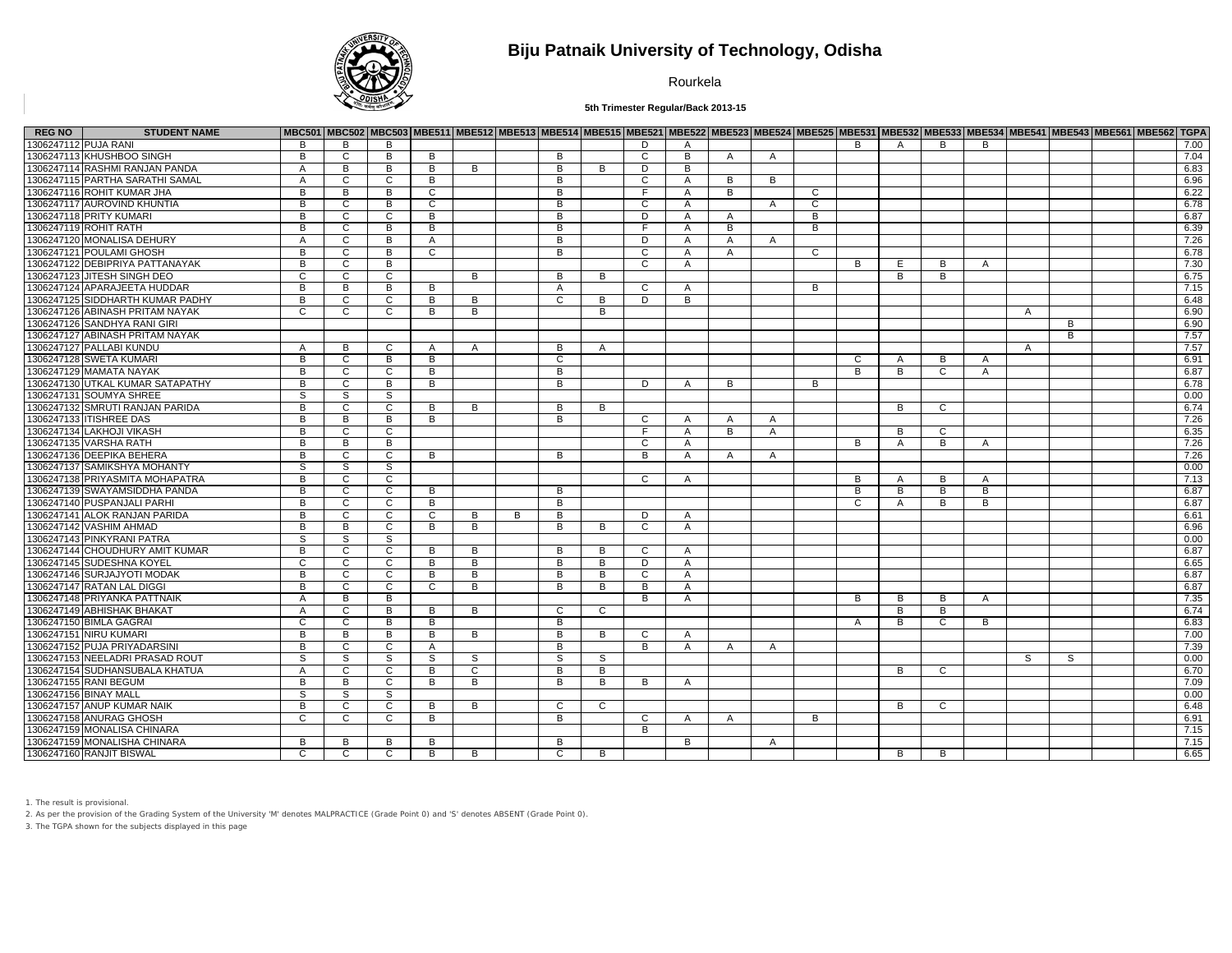# Biju Patnaik University of Technology, Odisha

Rourkela

**5th Trimester Regular/Back 2013-15**

| REG NO | STUDENT NAME | MBC501 | MBC502 | MBC503 | MBE511 | MBE512 | MBE513 | MBE514 | MBE515 | MBE521 | MBE522 | MBE523 | MBE524 | MBE525 | MBE531 | MBE532 | MBE533 | MBE534 | MBE541 | MBE543 | MBE561 | MBE562 | TGPA |
|---|---|---|---|---|---|---|---|---|---|---|---|---|---|---|---|---|---|---|---|---|---|---|---|
| 1306247112 | PUJA RANI | B | B | B | | | | | | D | A | | | | B | A | B | B | | | | | 7.00 |
| 1306247113 | KHUSHBOO SINGH | B | C | B | B | | | B | | C | B | A | A | | | | | | | | | | 7.04 |
| 1306247114 | RASHMI RANJAN PANDA | A | B | B | B | B | | B | B | D | B | | | | | | | | | | | | 6.83 |
| 1306247115 | PARTHA SARATHI SAMAL | A | C | C | B | | | B | | C | A | B | B | | | | | | | | | | 6.96 |
| 1306247116 | ROHIT KUMAR JHA | B | B | B | C | | | B | | F | A | B | | C | | | | | | | | | 6.22 |
| 1306247117 | AUROVIND KHUNTIA | B | C | B | C | | | B | | C | A | | A | C | | | | | | | | | 6.78 |
| 1306247118 | PRITY KUMARI | B | C | C | B | | | B | | D | A | A | | B | | | | | | | | | 6.87 |
| 1306247119 | ROHIT RATH | B | C | B | B | | | B | | F | A | B | | B | | | | | | | | | 6.39 |
| 1306247120 | MONALISA DEHURY | A | C | B | A | | | B | | D | A | A | A | | | | | | | | | | 7.26 |
| 1306247121 | POULAMI GHOSH | B | C | B | C | | | B | | C | A | A | | C | | | | | | | | | 6.78 |
| 1306247122 | DEBIPRIYA PATTANAYAK | B | C | B | | | | | | C | A | | | | B | E | B | A | | | | | 7.30 |
| 1306247123 | JITESH SINGH DEO | C | C | C | | B | | B | B | | | | | | | B | B | | | | | | 6.75 |
| 1306247124 | APARAJEETA HUDDAR | B | B | B | B | | | A | | C | A | | | B | | | | | | | | | 7.15 |
| 1306247125 | SIDDHARTH KUMAR PADHY | B | C | C | B | B | | C | B | D | B | | | | | | | | | | | | 6.48 |
| 1306247126 | ABINASH PRITAM NAYAK | C | C | C | B | B | | | B | | | | | | | | | | A | | | | 6.90 |
| 1306247126 | SANDHYA RANI GIRI | | | | | | | | | | | | | | | | | | | B | | | 6.90 |
| 1306247127 | ABINASH PRITAM NAYAK | | | | | | | | | | | | | | | | | | | B | | | 7.57 |
| 1306247127 | PALLABI KUNDU | A | B | C | A | A | | B | A | | | | | | | | | | A | | | | 7.57 |
| 1306247128 | SWETA KUMARI | B | C | B | B | | | C | | | | | | | C | A | B | A | | | | | 6.91 |
| 1306247129 | MAMATA NAYAK | B | C | C | B | | | B | | | | | | | B | B | C | A | | | | | 6.87 |
| 1306247130 | UTKAL KUMAR SATAPATHY | B | C | B | B | | | B | | D | A | B | | B | | | | | | | | | 6.78 |
| 1306247131 | SOUMYA SHREE | S | S | S | | | | | | | | | | | | | | | | | | | 0.00 |
| 1306247132 | SMRUTI RANJAN PARIDA | B | C | C | B | B | | B | B | | | | | | | B | C | | | | | | 6.74 |
| 1306247133 | ITISHREE DAS | B | B | B | B | | | B | | C | A | A | A | | | | | | | | | | 7.26 |
| 1306247134 | LAKHOJI VIKASH | B | C | C | | | | | | F | A | B | A | | | B | C | | | | | | 6.35 |
| 1306247135 | VARSHA RATH | B | B | B | | | | | | C | A | | | | B | A | B | A | | | | | 7.26 |
| 1306247136 | DEEPIKA BEHERA | B | C | C | B | | | B | | B | A | A | A | | | | | | | | | | 7.26 |
| 1306247137 | SAMIKSHYA MOHANTY | S | S | S | | | | | | | | | | | | | | | | | | | 0.00 |
| 1306247138 | PRIYASMITA MOHAPATRA | B | C | C | | | | | | C | A | | | | B | A | B | A | | | | | 7.13 |
| 1306247139 | SWAYAMSIDDHA PANDA | B | C | C | B | | | B | | | | | | | B | B | B | B | | | | | 6.87 |
| 1306247140 | PUSPANJALI PARHI | B | C | C | B | | | B | | | | | | | C | A | B | B | | | | | 6.87 |
| 1306247141 | ALOK RANJAN PARIDA | B | C | C | C | B | B | B | | D | A | | | | | | | | | | | | 6.61 |
| 1306247142 | VASHIM AHMAD | B | B | C | B | B | | B | B | C | A | | | | | | | | | | | | 6.96 |
| 1306247143 | PINKYRANI PATRA | S | S | S | | | | | | | | | | | | | | | | | | | 0.00 |
| 1306247144 | CHOUDHURY AMIT KUMAR | B | C | C | B | B | | B | B | C | A | | | | | | | | | | | | 6.87 |
| 1306247145 | SUDESHNA KOYEL | C | C | C | B | B | | B | B | D | A | | | | | | | | | | | | 6.65 |
| 1306247146 | SURJAJYOTI MODAK | B | C | C | B | B | | B | B | C | A | | | | | | | | | | | | 6.87 |
| 1306247147 | RATAN LAL DIGGI | B | C | C | C | B | | B | B | B | A | | | | | | | | | | | | 6.87 |
| 1306247148 | PRIYANKA PATTNAIK | A | B | B | | | | | | B | A | | | | B | B | B | A | | | | | 7.35 |
| 1306247149 | ABHISHAK BHAKAT | A | C | B | B | B | | C | C | | | | | | | B | B | | | | | | 6.74 |
| 1306247150 | BIMLA GAGRAI | C | C | B | B | | | B | | | | | | | A | B | C | B | | | | | 6.83 |
| 1306247151 | NIRU KUMARI | B | B | B | B | B | | B | B | C | A | | | | | | | | | | | | 7.00 |
| 1306247152 | PUJA PRIYADARSINI | B | C | C | A | | | B | | B | A | A | A | | | | | | | | | | 7.39 |
| 1306247153 | NEELADRI PRASAD ROUT | S | S | S | S | S | | S | S | | | | | | | | | | S | S | | | 0.00 |
| 1306247154 | SUDHANSUBALA KHATUA | A | C | C | B | C | | B | B | | | | | | | B | C | | | | | | 6.70 |
| 1306247155 | RANI BEGUM | B | B | C | B | B | | B | B | B | A | | | | | | | | | | | | 7.09 |
| 1306247156 | BINAY MALL | S | S | S | | | | | | | | | | | | | | | | | | | 0.00 |
| 1306247157 | ANUP KUMAR NAIK | B | C | C | B | B | | C | C | | | | | | | B | C | | | | | | 6.48 |
| 1306247158 | ANURAG GHOSH | C | C | C | B | | | B | | C | A | A | | B | | | | | | | | | 6.91 |
| 1306247159 | MONALISA CHINARA | | | | | | | | | B | | | | | | | | | | | | | 7.15 |
| 1306247159 | MONALISHA CHINARA | B | B | B | B | | | B | | | B | | A | | | | | | | | | | 7.15 |
| 1306247160 | RANJIT BISWAL | C | C | C | B | B | | C | B | | | | | | | B | B | | | | | | 6.65 |

1. The result is provisional.
2. As per the provision of the Grading System of the University 'M' denotes MALPRACTICE (Grade Point 0) and 'S' denotes ABSENT (Grade Point 0).
3. The TGPA shown for the subjects displayed in this page